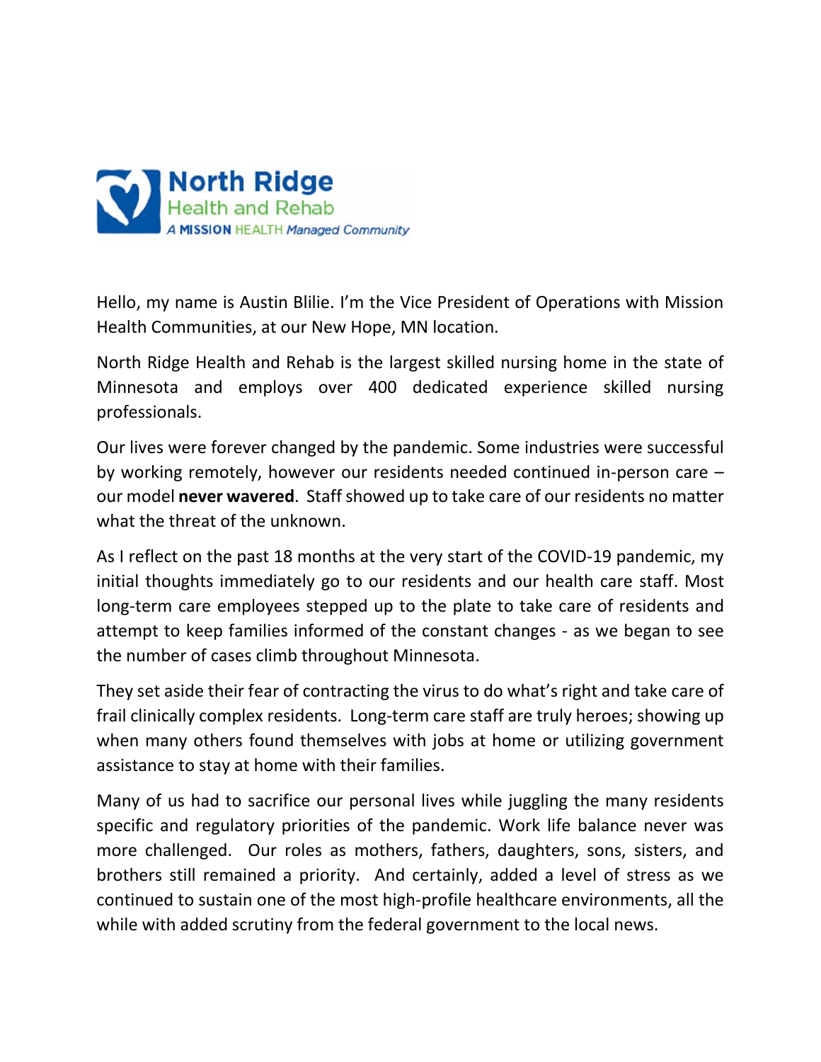**North Ridge**
Health and Rehab
*A **MISSION** HEALTH Managed Community*

Hello, my name is Austin Blilie. I'm the Vice President of Operations with Mission Health Communities, at our New Hope, MN location.

North Ridge Health and Rehab is the largest skilled nursing home in the state of Minnesota and employs over 400 dedicated experience skilled nursing professionals.

Our lives were forever changed by the pandemic. Some industries were successful by working remotely, however our residents needed continued in-person care – our model **never wavered**. Staff showed up to take care of our residents no matter what the threat of the unknown.

As I reflect on the past 18 months at the very start of the COVID-19 pandemic, my initial thoughts immediately go to our residents and our health care staff. Most long-term care employees stepped up to the plate to take care of residents and attempt to keep families informed of the constant changes - as we began to see the number of cases climb throughout Minnesota.

They set aside their fear of contracting the virus to do what's right and take care of frail clinically complex residents. Long-term care staff are truly heroes; showing up when many others found themselves with jobs at home or utilizing government assistance to stay at home with their families.

Many of us had to sacrifice our personal lives while juggling the many residents specific and regulatory priorities of the pandemic. Work life balance never was more challenged. Our roles as mothers, fathers, daughters, sons, sisters, and brothers still remained a priority. And certainly, added a level of stress as we continued to sustain one of the most high-profile healthcare environments, all the while with added scrutiny from the federal government to the local news.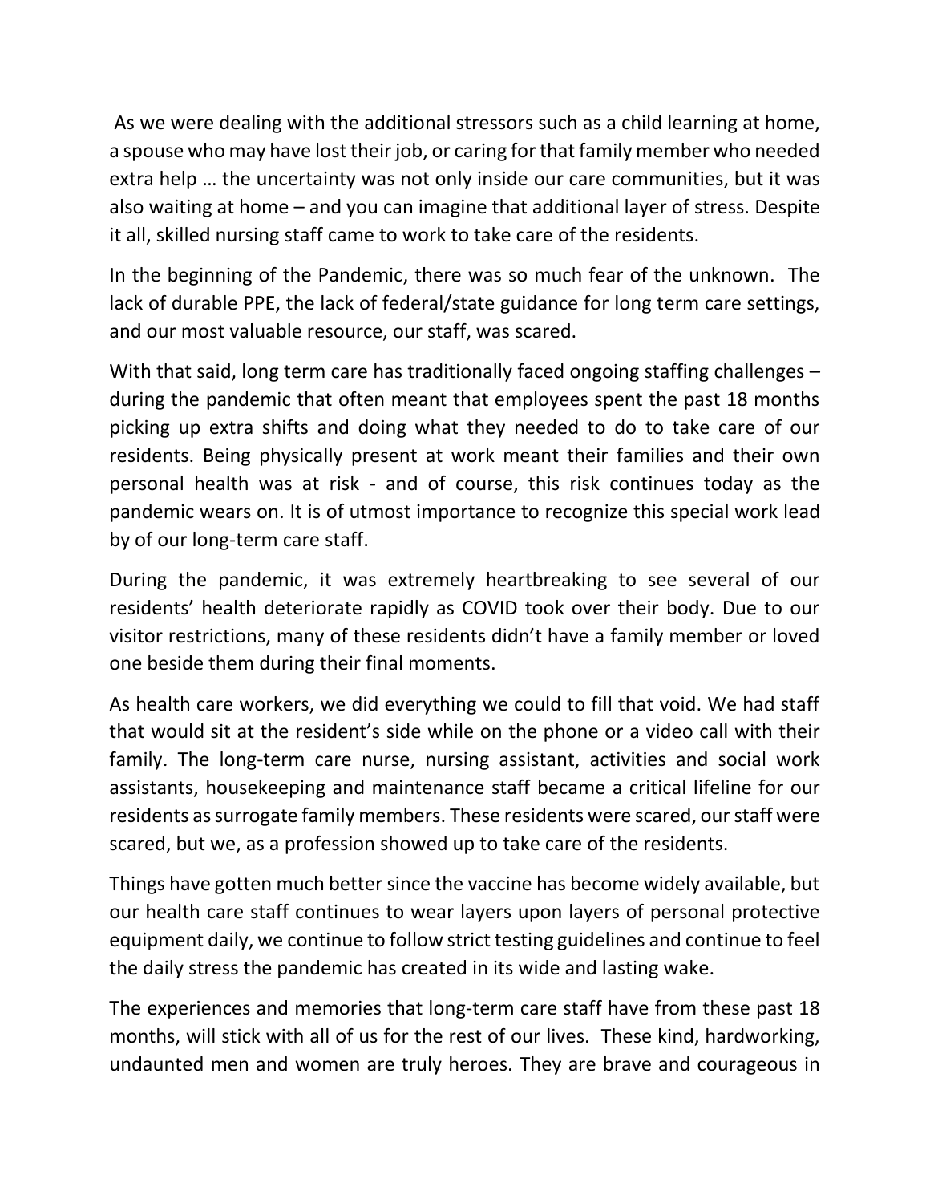As we were dealing with the additional stressors such as a child learning at home, a spouse who may have lost their job, or caring for that family member who needed extra help … the uncertainty was not only inside our care communities, but it was also waiting at home – and you can imagine that additional layer of stress. Despite it all, skilled nursing staff came to work to take care of the residents.

In the beginning of the Pandemic, there was so much fear of the unknown. The lack of durable PPE, the lack of federal/state guidance for long term care settings, and our most valuable resource, our staff, was scared.

With that said, long term care has traditionally faced ongoing staffing challenges – during the pandemic that often meant that employees spent the past 18 months picking up extra shifts and doing what they needed to do to take care of our residents. Being physically present at work meant their families and their own personal health was at risk - and of course, this risk continues today as the pandemic wears on. It is of utmost importance to recognize this special work lead by of our long-term care staff.

During the pandemic, it was extremely heartbreaking to see several of our residents' health deteriorate rapidly as COVID took over their body. Due to our visitor restrictions, many of these residents didn't have a family member or loved one beside them during their final moments.

As health care workers, we did everything we could to fill that void. We had staff that would sit at the resident's side while on the phone or a video call with their family. The long-term care nurse, nursing assistant, activities and social work assistants, housekeeping and maintenance staff became a critical lifeline for our residents as surrogate family members. These residents were scared, our staff were scared, but we, as a profession showed up to take care of the residents.

Things have gotten much better since the vaccine has become widely available, but our health care staff continues to wear layers upon layers of personal protective equipment daily, we continue to follow strict testing guidelines and continue to feel the daily stress the pandemic has created in its wide and lasting wake.

The experiences and memories that long-term care staff have from these past 18 months, will stick with all of us for the rest of our lives. These kind, hardworking, undaunted men and women are truly heroes. They are brave and courageous in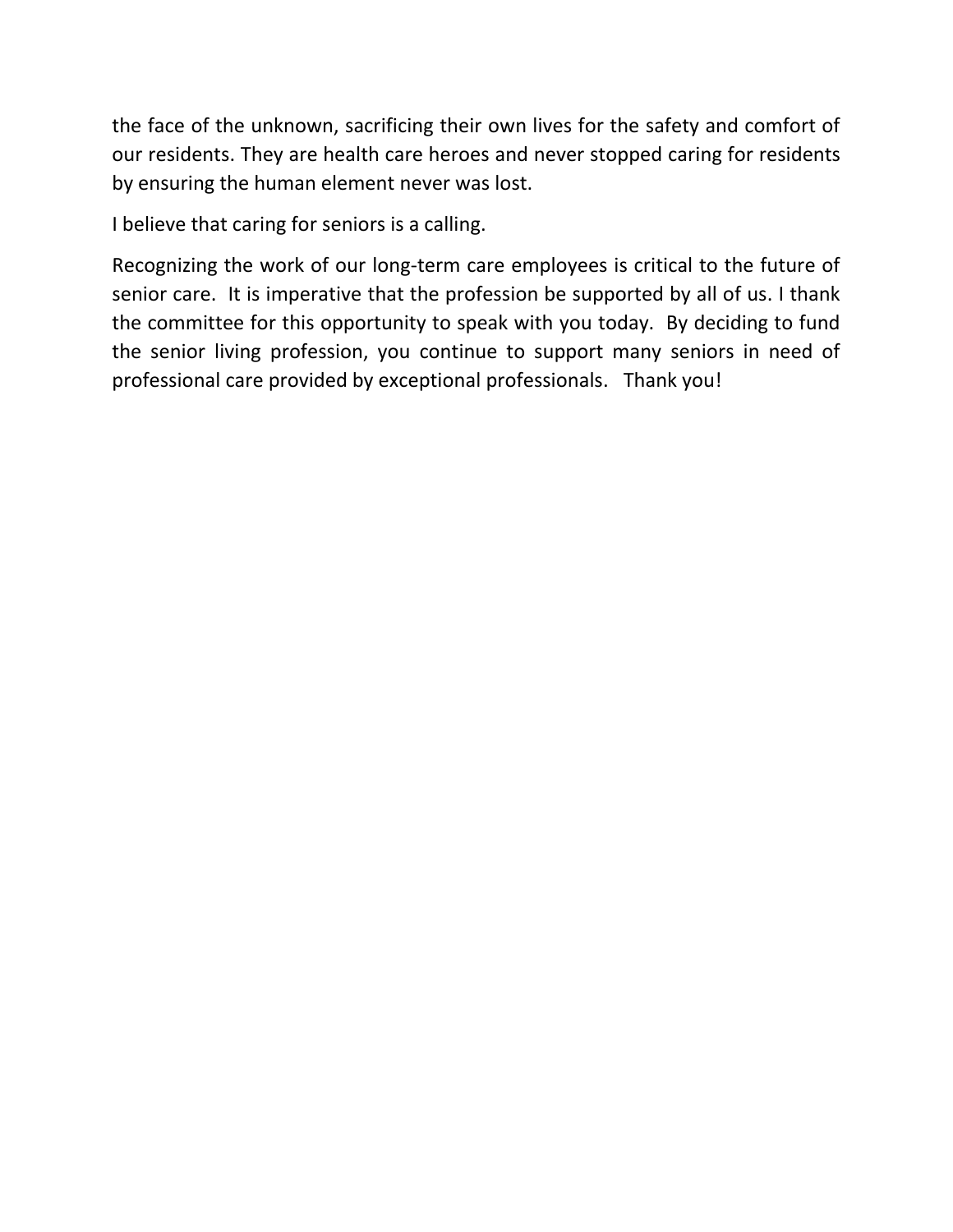the face of the unknown, sacrificing their own lives for the safety and comfort of our residents. They are health care heroes and never stopped caring for residents by ensuring the human element never was lost.

I believe that caring for seniors is a calling.

Recognizing the work of our long-term care employees is critical to the future of senior care. It is imperative that the profession be supported by all of us. I thank the committee for this opportunity to speak with you today. By deciding to fund the senior living profession, you continue to support many seniors in need of professional care provided by exceptional professionals. Thank you!